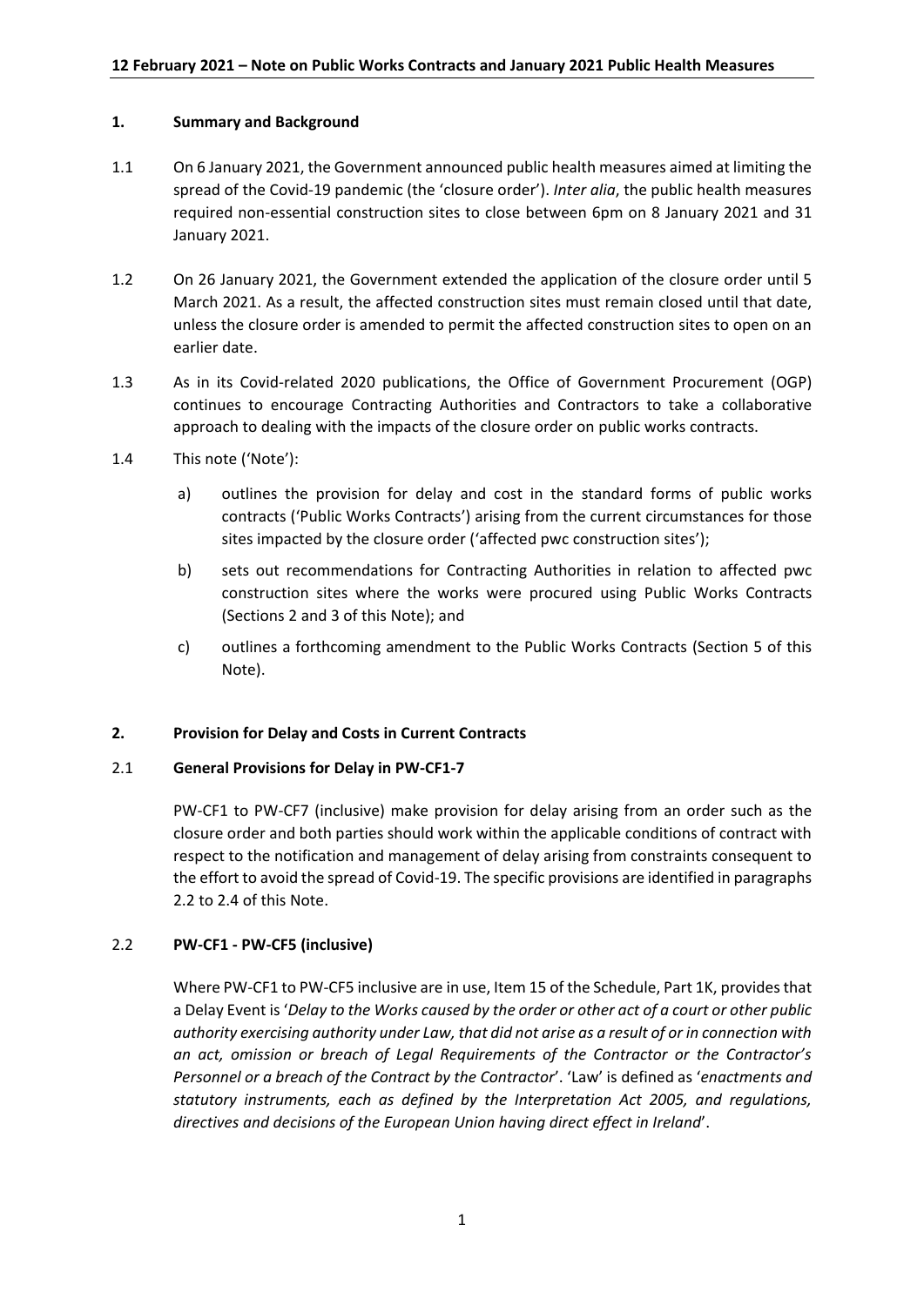## 12 February 2021 – Note on Public Works Contracts and January 2021 Public Health Measures

### 1. Summary and Background

1.1 On 6 January 2021, the Government announced public health measures aimed at limiting the spread of the Covid-19 pandemic (the 'closure order'). *Inter alia*, the public health measures required non-essential construction sites to close between 6pm on 8 January 2021 and 31 January 2021.

1.2 On 26 January 2021, the Government extended the application of the closure order until 5 March 2021. As a result, the affected construction sites must remain closed until that date, unless the closure order is amended to permit the affected construction sites to open on an earlier date.

1.3 As in its Covid-related 2020 publications, the Office of Government Procurement (OGP) continues to encourage Contracting Authorities and Contractors to take a collaborative approach to dealing with the impacts of the closure order on public works contracts.

1.4 This note ('Note'):

a) outlines the provision for delay and cost in the standard forms of public works contracts ('Public Works Contracts') arising from the current circumstances for those sites impacted by the closure order ('affected pwc construction sites');

b) sets out recommendations for Contracting Authorities in relation to affected pwc construction sites where the works were procured using Public Works Contracts (Sections 2 and 3 of this Note); and

c) outlines a forthcoming amendment to the Public Works Contracts (Section 5 of this Note).

### 2. Provision for Delay and Costs in Current Contracts

2.1 **General Provisions for Delay in PW-CF1-7**

PW-CF1 to PW-CF7 (inclusive) make provision for delay arising from an order such as the closure order and both parties should work within the applicable conditions of contract with respect to the notification and management of delay arising from constraints consequent to the effort to avoid the spread of Covid-19. The specific provisions are identified in paragraphs 2.2 to 2.4 of this Note.

2.2 **PW-CF1 - PW-CF5 (inclusive)**

Where PW-CF1 to PW-CF5 inclusive are in use, Item 15 of the Schedule, Part 1K, provides that a Delay Event is '*Delay to the Works caused by the order or other act of a court or other public authority exercising authority under Law, that did not arise as a result of or in connection with an act, omission or breach of Legal Requirements of the Contractor or the Contractor's Personnel or a breach of the Contract by the Contractor*'. 'Law' is defined as '*enactments and statutory instruments, each as defined by the Interpretation Act 2005, and regulations, directives and decisions of the European Union having direct effect in Ireland*'.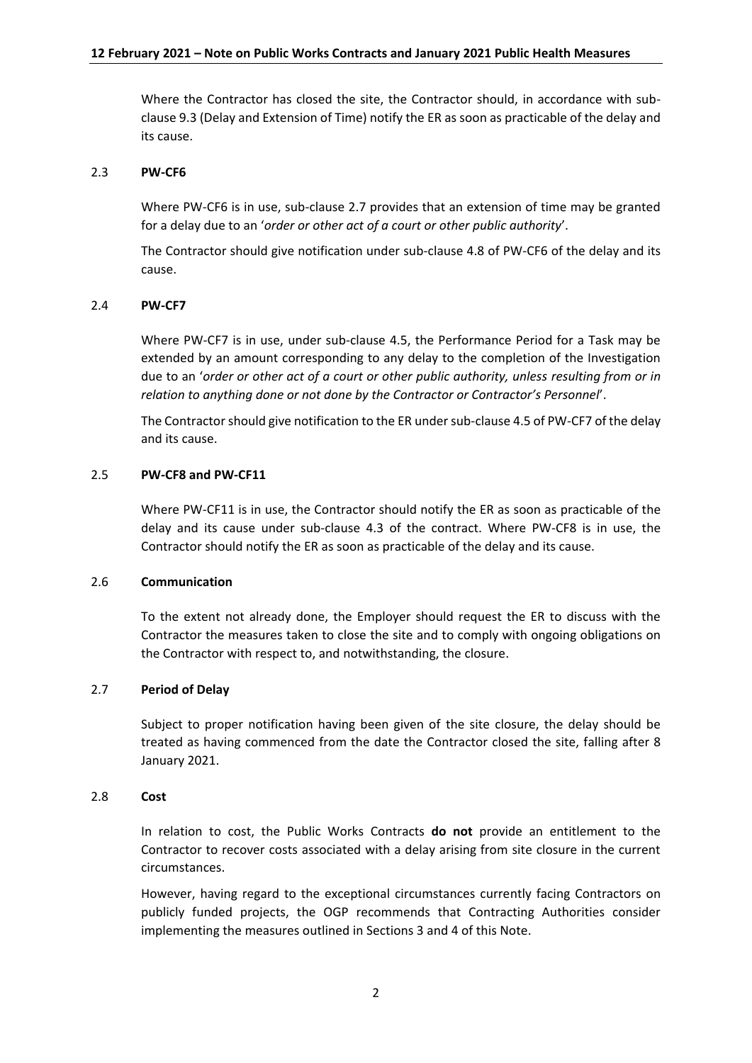Where the Contractor has closed the site, the Contractor should, in accordance with sub-clause 9.3 (Delay and Extension of Time) notify the ER as soon as practicable of the delay and its cause.

### 2.3 **PW-CF6**

Where PW-CF6 is in use, sub-clause 2.7 provides that an extension of time may be granted for a delay due to an '*order or other act of a court or other public authority*'.

The Contractor should give notification under sub-clause 4.8 of PW-CF6 of the delay and its cause.

### 2.4 **PW-CF7**

Where PW-CF7 is in use, under sub-clause 4.5, the Performance Period for a Task may be extended by an amount corresponding to any delay to the completion of the Investigation due to an '*order or other act of a court or other public authority, unless resulting from or in relation to anything done or not done by the Contractor or Contractor's Personnel*'.

The Contractor should give notification to the ER under sub-clause 4.5 of PW-CF7 of the delay and its cause.

### 2.5 **PW-CF8 and PW-CF11**

Where PW-CF11 is in use, the Contractor should notify the ER as soon as practicable of the delay and its cause under sub-clause 4.3 of the contract. Where PW-CF8 is in use, the Contractor should notify the ER as soon as practicable of the delay and its cause.

### 2.6 **Communication**

To the extent not already done, the Employer should request the ER to discuss with the Contractor the measures taken to close the site and to comply with ongoing obligations on the Contractor with respect to, and notwithstanding, the closure.

### 2.7 **Period of Delay**

Subject to proper notification having been given of the site closure, the delay should be treated as having commenced from the date the Contractor closed the site, falling after 8 January 2021.

### 2.8 **Cost**

In relation to cost, the Public Works Contracts **do not** provide an entitlement to the Contractor to recover costs associated with a delay arising from site closure in the current circumstances.

However, having regard to the exceptional circumstances currently facing Contractors on publicly funded projects, the OGP recommends that Contracting Authorities consider implementing the measures outlined in Sections 3 and 4 of this Note.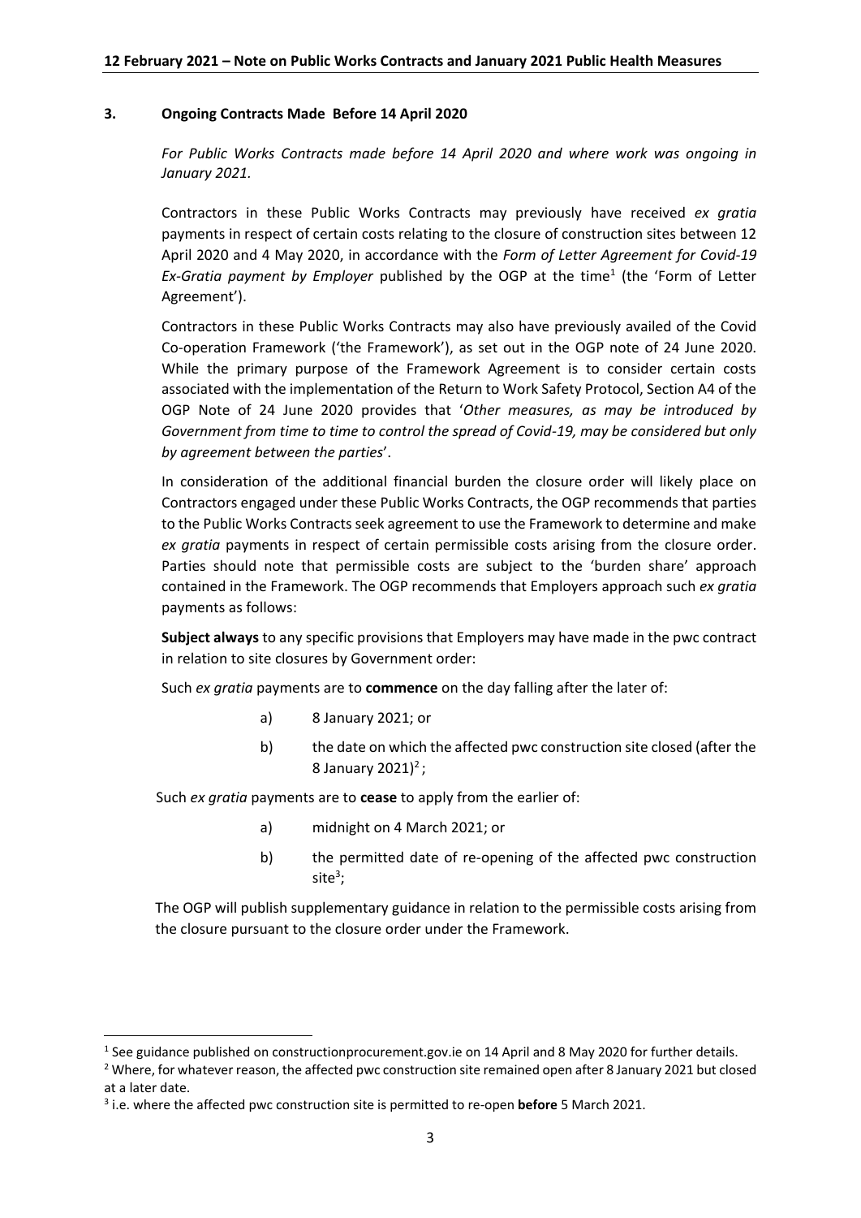## 3. Ongoing Contracts Made Before 14 April 2020

*For Public Works Contracts made before 14 April 2020 and where work was ongoing in January 2021.*

Contractors in these Public Works Contracts may previously have received *ex gratia* payments in respect of certain costs relating to the closure of construction sites between 12 April 2020 and 4 May 2020, in accordance with the *Form of Letter Agreement for Covid-19 Ex-Gratia payment by Employer* published by the OGP at the time[1] (the 'Form of Letter Agreement').

Contractors in these Public Works Contracts may also have previously availed of the Covid Co-operation Framework ('the Framework'), as set out in the OGP note of 24 June 2020. While the primary purpose of the Framework Agreement is to consider certain costs associated with the implementation of the Return to Work Safety Protocol, Section A4 of the OGP Note of 24 June 2020 provides that '*Other measures, as may be introduced by Government from time to time to control the spread of Covid-19, may be considered but only by agreement between the parties*'.

In consideration of the additional financial burden the closure order will likely place on Contractors engaged under these Public Works Contracts, the OGP recommends that parties to the Public Works Contracts seek agreement to use the Framework to determine and make *ex gratia* payments in respect of certain permissible costs arising from the closure order. Parties should note that permissible costs are subject to the 'burden share' approach contained in the Framework. The OGP recommends that Employers approach such *ex gratia* payments as follows:

**Subject always** to any specific provisions that Employers may have made in the pwc contract in relation to site closures by Government order:

Such *ex gratia* payments are to **commence** on the day falling after the later of:

a) 8 January 2021; or

b) the date on which the affected pwc construction site closed (after the 8 January 2021)[2];

Such *ex gratia* payments are to **cease** to apply from the earlier of:

a) midnight on 4 March 2021; or

b) the permitted date of re-opening of the affected pwc construction site[3];

The OGP will publish supplementary guidance in relation to the permissible costs arising from the closure pursuant to the closure order under the Framework.

---

[1] See guidance published on constructionprocurement.gov.ie on 14 April and 8 May 2020 for further details.

[2] Where, for whatever reason, the affected pwc construction site remained open after 8 January 2021 but closed at a later date.

[3] i.e. where the affected pwc construction site is permitted to re-open **before** 5 March 2021.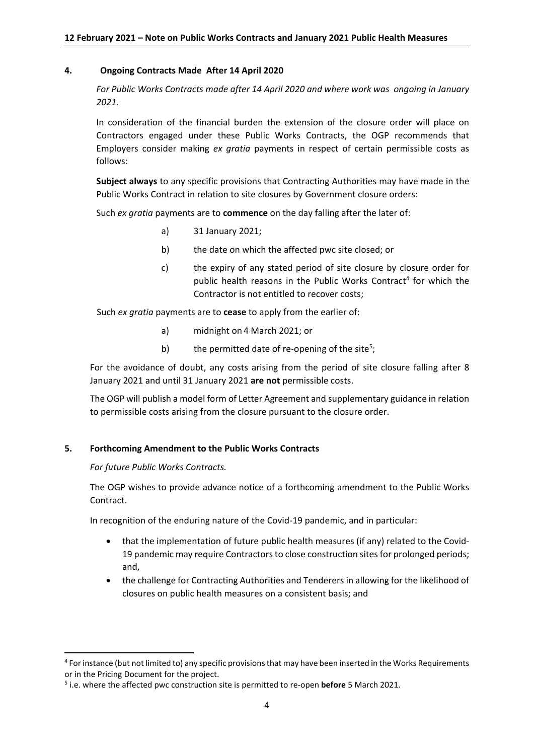## 4. Ongoing Contracts Made After 14 April 2020

*For Public Works Contracts made after 14 April 2020 and where work was ongoing in January 2021.*

In consideration of the financial burden the extension of the closure order will place on Contractors engaged under these Public Works Contracts, the OGP recommends that Employers consider making *ex gratia* payments in respect of certain permissible costs as follows:

**Subject always** to any specific provisions that Contracting Authorities may have made in the Public Works Contract in relation to site closures by Government closure orders:

Such *ex gratia* payments are to **commence** on the day falling after the later of:

a) 31 January 2021;

b) the date on which the affected pwc site closed; or

c) the expiry of any stated period of site closure by closure order for public health reasons in the Public Works Contract[4] for which the Contractor is not entitled to recover costs;

Such *ex gratia* payments are to **cease** to apply from the earlier of:

a) midnight on 4 March 2021; or

b) the permitted date of re-opening of the site[5];

For the avoidance of doubt, any costs arising from the period of site closure falling after 8 January 2021 and until 31 January 2021 **are not** permissible costs.

The OGP will publish a model form of Letter Agreement and supplementary guidance in relation to permissible costs arising from the closure pursuant to the closure order.

## 5. Forthcoming Amendment to the Public Works Contracts

*For future Public Works Contracts.*

The OGP wishes to provide advance notice of a forthcoming amendment to the Public Works Contract.

In recognition of the enduring nature of the Covid-19 pandemic, and in particular:

- that the implementation of future public health measures (if any) related to the Covid-19 pandemic may require Contractors to close construction sites for prolonged periods; and,
- the challenge for Contracting Authorities and Tenderers in allowing for the likelihood of closures on public health measures on a consistent basis; and

---

[4] For instance (but not limited to) any specific provisions that may have been inserted in the Works Requirements or in the Pricing Document for the project.

[5] i.e. where the affected pwc construction site is permitted to re-open **before** 5 March 2021.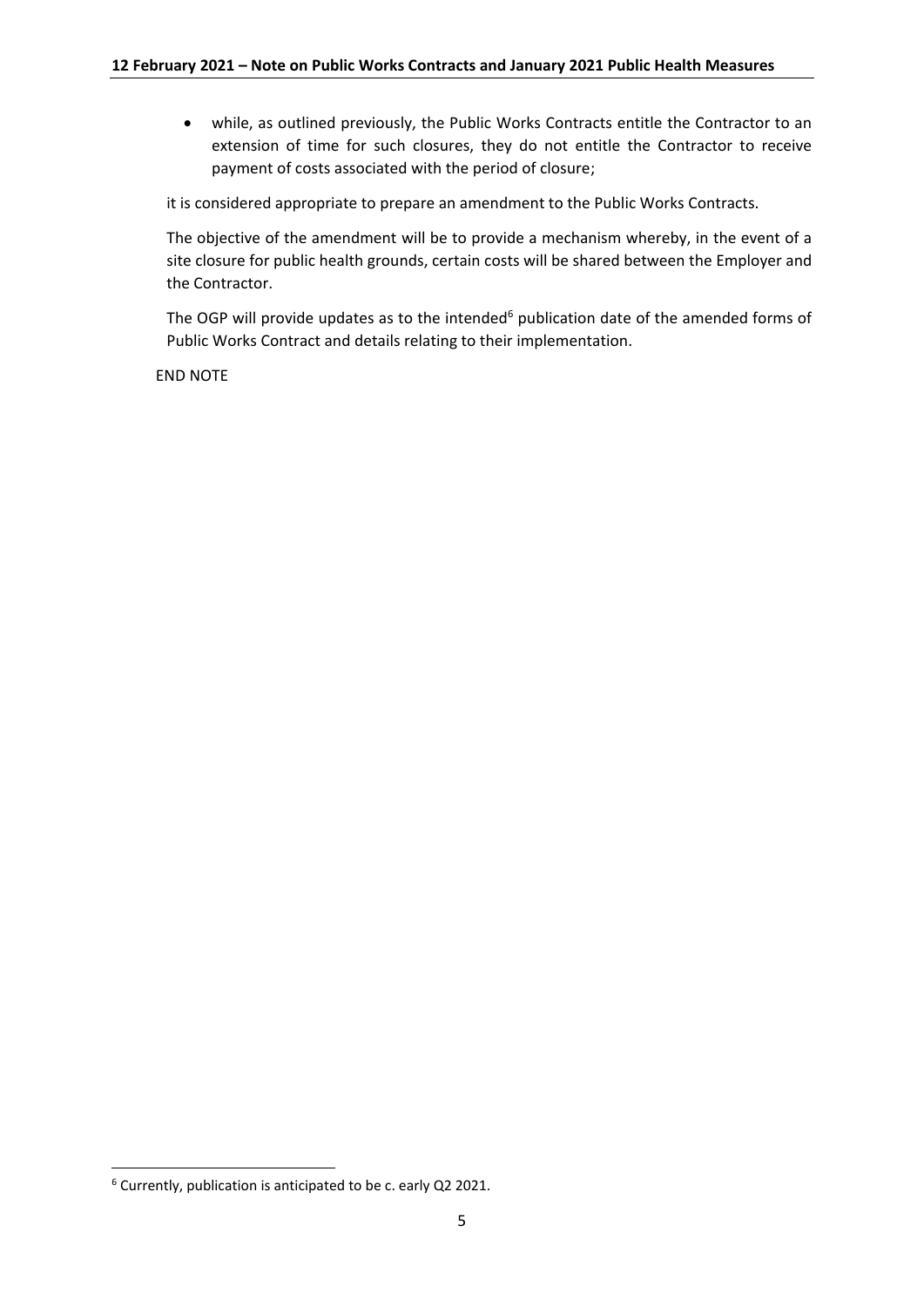- while, as outlined previously, the Public Works Contracts entitle the Contractor to an extension of time for such closures, they do not entitle the Contractor to receive payment of costs associated with the period of closure;

it is considered appropriate to prepare an amendment to the Public Works Contracts.

The objective of the amendment will be to provide a mechanism whereby, in the event of a site closure for public health grounds, certain costs will be shared between the Employer and the Contractor.

The OGP will provide updates as to the intended[6] publication date of the amended forms of Public Works Contract and details relating to their implementation.

END NOTE

[6] Currently, publication is anticipated to be c. early Q2 2021.